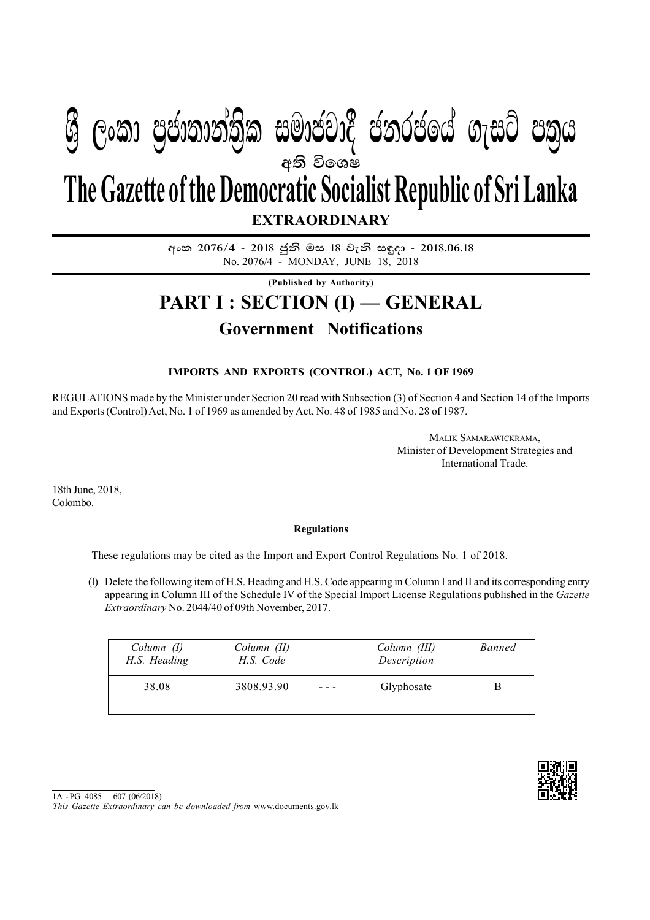# ශ්‍රී ලංකා ප්‍රජාතාන්ත්‍රික සමාජවාදී ජනරජයේ ගැසට් පත්‍රය

අති විශෙෂ

# The Gazette of the Democratic Socialist Republic of Sri Lanka

**EXTRAORDINARY**

අංක 2076/4 - 2018 ජුනි මස 18 වැනි සඳුදා - 2018.06.18

No. 2076/4 - MONDAY, JUNE 18, 2018

**(Published by Authority)**

## PART I : SECTION (I) — GENERAL

### Government Notifications

**IMPORTS AND EXPORTS (CONTROL) ACT, No. 1 OF 1969**

REGULATIONS made by the Minister under Section 20 read with Subsection (3) of Section 4 and Section 14 of the Imports and Exports (Control) Act, No. 1 of 1969 as amended by Act, No. 48 of 1985 and No. 28 of 1987.

MALIK SAMARAWICKRAMA,
Minister of Development Strategies and
International Trade.

18th June, 2018,
Colombo.

**Regulations**

These regulations may be cited as the Import and Export Control Regulations No. 1 of 2018.

(I) Delete the following item of H.S. Heading and H.S. Code appearing in Column I and II and its corresponding entry appearing in Column III of the Schedule IV of the Special Import License Regulations published in the *Gazette Extraordinary* No. 2044/40 of 09th November, 2017.

| *Column (I)* *H.S. Heading* | *Column (II)* *H.S. Code* | | *Column (III)* *Description* | *Banned* |
|---|---|---|---|---|
| 38.08 | 3808.93.90 | - - - | Glyphosate | B |

1A - PG 4085 — 607 (06/2018)

*This Gazette Extraordinary can be downloaded from* www.documents.gov.lk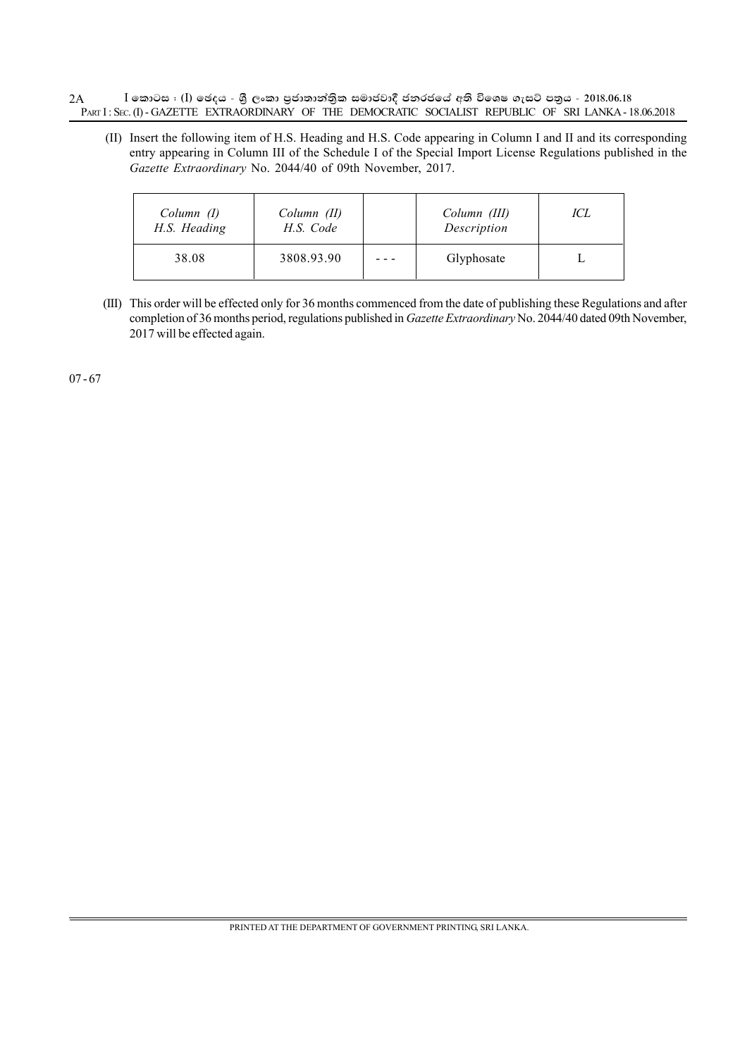(II) Insert the following item of H.S. Heading and H.S. Code appearing in Column I and II and its corresponding entry appearing in Column III of the Schedule I of the Special Import License Regulations published in the *Gazette Extraordinary* No. 2044/40 of 09th November, 2017.

| *Column (I)* *H.S. Heading* | *Column (II)* *H.S. Code* | | *Column (III)* *Description* | *ICL* |
|---|---|---|---|---|
| 38.08 | 3808.93.90 | - - - | Glyphosate | L |

(III) This order will be effected only for 36 months commenced from the date of publishing these Regulations and after completion of 36 months period, regulations published in *Gazette Extraordinary* No. 2044/40 dated 09th November, 2017 will be effected again.

07 - 67

PRINTED AT THE DEPARTMENT OF GOVERNMENT PRINTING, SRI LANKA.